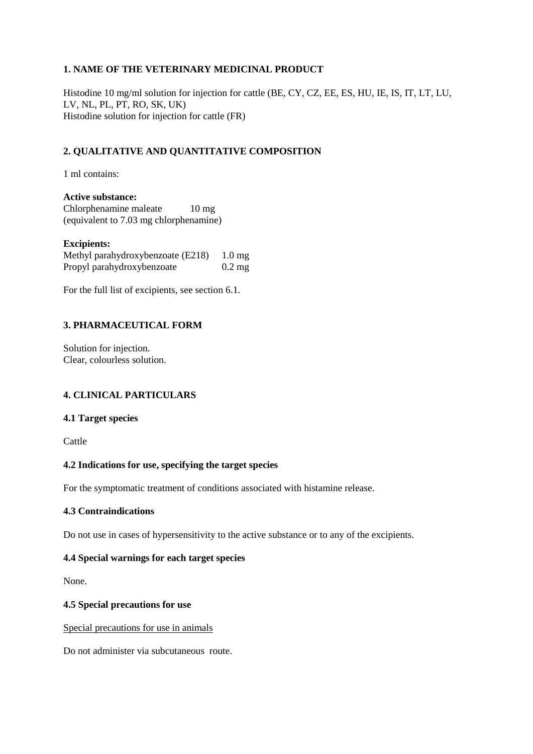## 1. NAME OF THE VETERINARY MEDICINAL PRODUCT

Histodine 10 mg/ml solution for injection for cattle (BE, CY, CZ, EE, ES, HU, IE, IS, IT, LT, LU, LV, NL, PL, PT, RO, SK, UK)
Histodine solution for injection for cattle (FR)

## 2. QUALITATIVE AND QUANTITATIVE COMPOSITION

1 ml contains:

**Active substance:**
Chlorphenamine maleate 10 mg
(equivalent to 7.03 mg chlorphenamine)

**Excipients:**

| | |
|---|---|
| Methyl parahydroxybenzoate (E218) | 1.0 mg |
| Propyl parahydroxybenzoate | 0.2 mg |

For the full list of excipients, see section 6.1.

## 3. PHARMACEUTICAL FORM

Solution for injection.
Clear, colourless solution.

## 4. CLINICAL PARTICULARS

### 4.1 Target species

Cattle

### 4.2 Indications for use, specifying the target species

For the symptomatic treatment of conditions associated with histamine release.

### 4.3 Contraindications

Do not use in cases of hypersensitivity to the active substance or to any of the excipients.

### 4.4 Special warnings for each target species

None.

### 4.5 Special precautions for use

Special precautions for use in animals

Do not administer via subcutaneous route.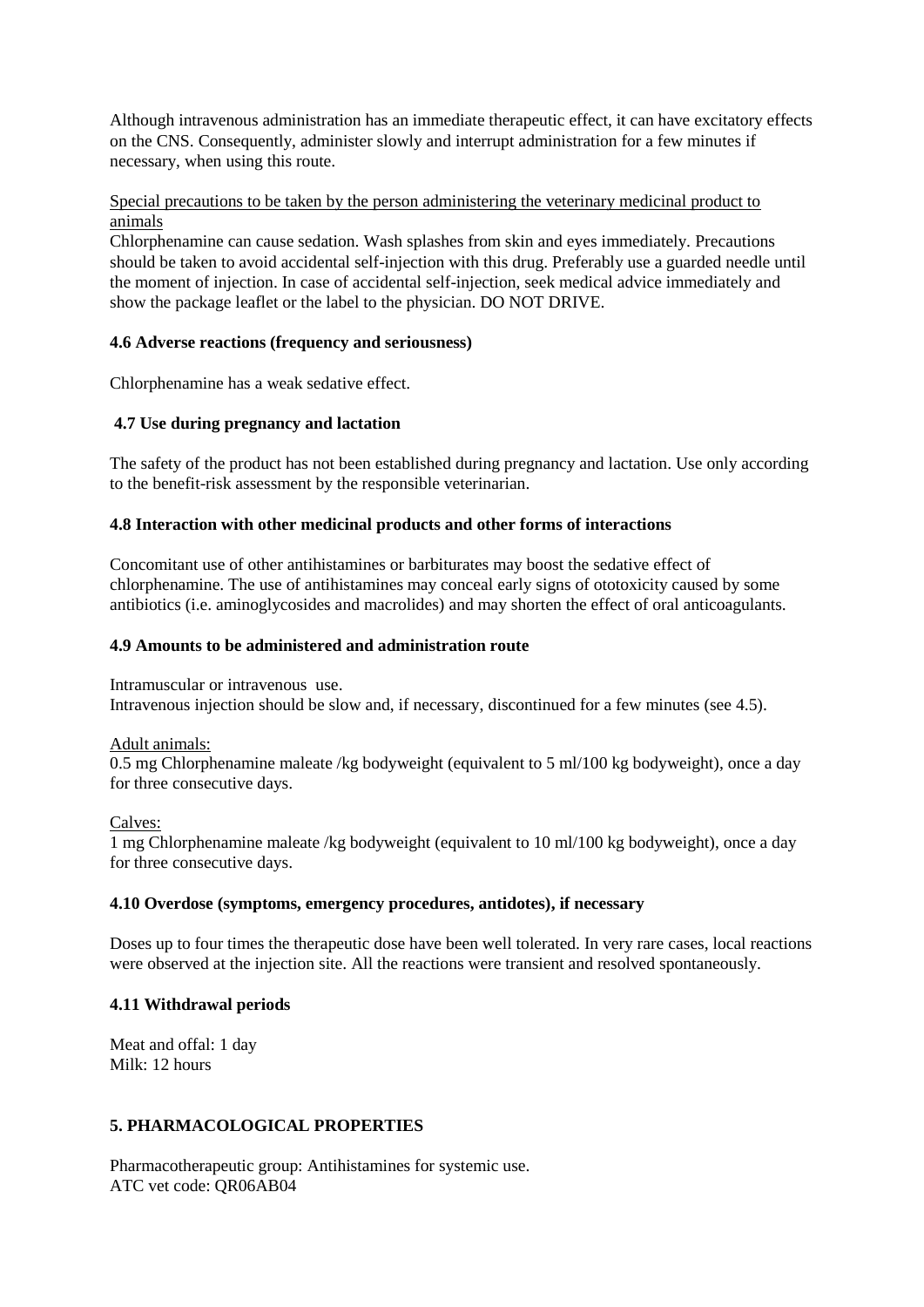Although intravenous administration has an immediate therapeutic effect, it can have excitatory effects on the CNS. Consequently, administer slowly and interrupt administration for a few minutes if necessary, when using this route.

Special precautions to be taken by the person administering the veterinary medicinal product to animals

Chlorphenamine can cause sedation. Wash splashes from skin and eyes immediately. Precautions should be taken to avoid accidental self-injection with this drug. Preferably use a guarded needle until the moment of injection. In case of accidental self-injection, seek medical advice immediately and show the package leaflet or the label to the physician. DO NOT DRIVE.

**4.6 Adverse reactions (frequency and seriousness)**

Chlorphenamine has a weak sedative effect.

**4.7 Use during pregnancy and lactation**

The safety of the product has not been established during pregnancy and lactation. Use only according to the benefit-risk assessment by the responsible veterinarian.

**4.8 Interaction with other medicinal products and other forms of interactions**

Concomitant use of other antihistamines or barbiturates may boost the sedative effect of chlorphenamine. The use of antihistamines may conceal early signs of ototoxicity caused by some antibiotics (i.e. aminoglycosides and macrolides) and may shorten the effect of oral anticoagulants.

**4.9 Amounts to be administered and administration route**

Intramuscular or intravenous use.
Intravenous injection should be slow and, if necessary, discontinued for a few minutes (see 4.5).

Adult animals:
0.5 mg Chlorphenamine maleate /kg bodyweight (equivalent to 5 ml/100 kg bodyweight), once a day for three consecutive days.

Calves:
1 mg Chlorphenamine maleate /kg bodyweight (equivalent to 10 ml/100 kg bodyweight), once a day for three consecutive days.

**4.10 Overdose (symptoms, emergency procedures, antidotes), if necessary**

Doses up to four times the therapeutic dose have been well tolerated. In very rare cases, local reactions were observed at the injection site. All the reactions were transient and resolved spontaneously.

**4.11 Withdrawal periods**

Meat and offal: 1 day
Milk: 12 hours

**5. PHARMACOLOGICAL PROPERTIES**

Pharmacotherapeutic group: Antihistamines for systemic use.
ATC vet code: QR06AB04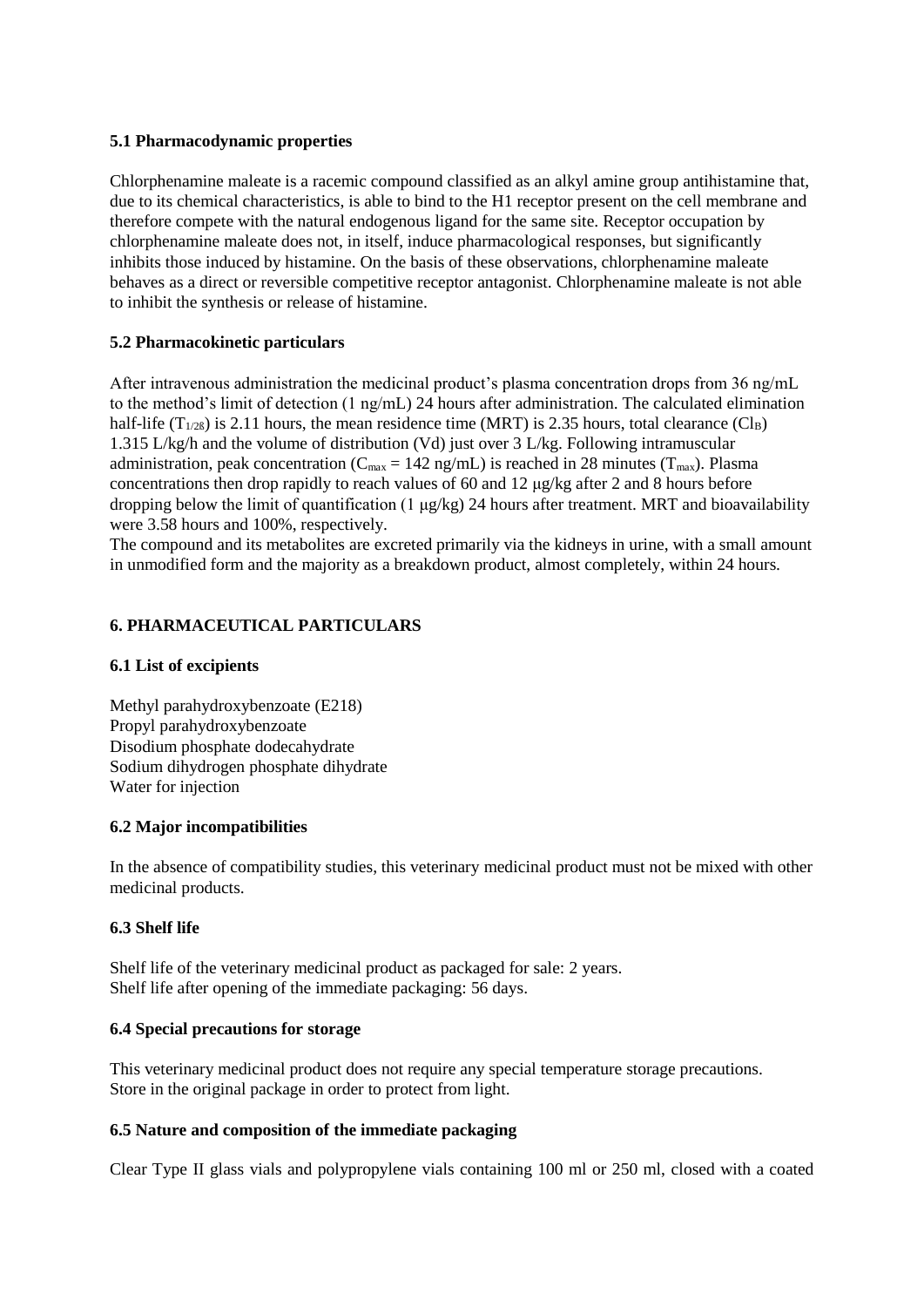### 5.1 Pharmacodynamic properties

Chlorphenamine maleate is a racemic compound classified as an alkyl amine group antihistamine that, due to its chemical characteristics, is able to bind to the H1 receptor present on the cell membrane and therefore compete with the natural endogenous ligand for the same site. Receptor occupation by chlorphenamine maleate does not, in itself, induce pharmacological responses, but significantly inhibits those induced by histamine. On the basis of these observations, chlorphenamine maleate behaves as a direct or reversible competitive receptor antagonist. Chlorphenamine maleate is not able to inhibit the synthesis or release of histamine.

### 5.2 Pharmacokinetic particulars

After intravenous administration the medicinal product's plasma concentration drops from 36 ng/mL to the method's limit of detection (1 ng/mL) 24 hours after administration. The calculated elimination half-life ($T_{1/2ß}$) is 2.11 hours, the mean residence time (MRT) is 2.35 hours, total clearance ($Cl_B$) 1.315 L/kg/h and the volume of distribution (Vd) just over 3 L/kg. Following intramuscular administration, peak concentration ($C_{max}$ = 142 ng/mL) is reached in 28 minutes ($T_{max}$). Plasma concentrations then drop rapidly to reach values of 60 and 12 μg/kg after 2 and 8 hours before dropping below the limit of quantification (1 μg/kg) 24 hours after treatment. MRT and bioavailability were 3.58 hours and 100%, respectively.
The compound and its metabolites are excreted primarily via the kidneys in urine, with a small amount in unmodified form and the majority as a breakdown product, almost completely, within 24 hours.

## 6. PHARMACEUTICAL PARTICULARS

### 6.1 List of excipients

Methyl parahydroxybenzoate (E218)
Propyl parahydroxybenzoate
Disodium phosphate dodecahydrate
Sodium dihydrogen phosphate dihydrate
Water for injection

### 6.2 Major incompatibilities

In the absence of compatibility studies, this veterinary medicinal product must not be mixed with other medicinal products.

### 6.3 Shelf life

Shelf life of the veterinary medicinal product as packaged for sale: 2 years.
Shelf life after opening of the immediate packaging: 56 days.

### 6.4 Special precautions for storage

This veterinary medicinal product does not require any special temperature storage precautions.
Store in the original package in order to protect from light.

### 6.5 Nature and composition of the immediate packaging

Clear Type II glass vials and polypropylene vials containing 100 ml or 250 ml, closed with a coated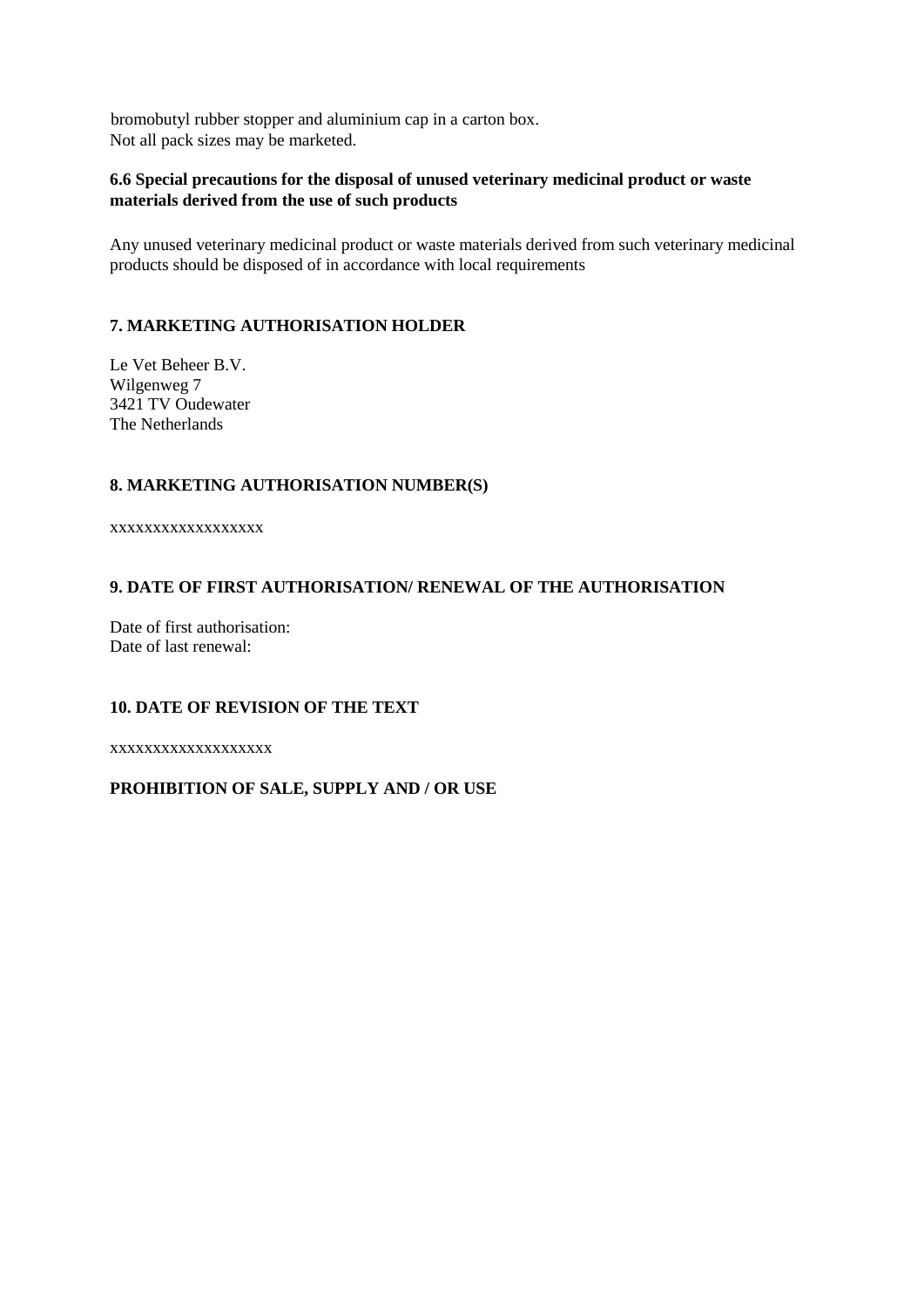bromobutyl rubber stopper and aluminium cap in a carton box.
Not all pack sizes may be marketed.

### 6.6 Special precautions for the disposal of unused veterinary medicinal product or waste materials derived from the use of such products

Any unused veterinary medicinal product or waste materials derived from such veterinary medicinal products should be disposed of in accordance with local requirements

## 7. MARKETING AUTHORISATION HOLDER

Le Vet Beheer B.V.
Wilgenweg 7
3421 TV Oudewater
The Netherlands

## 8. MARKETING AUTHORISATION NUMBER(S)

xxxxxxxxxxxxxxxxxx

## 9. DATE OF FIRST AUTHORISATION/ RENEWAL OF THE AUTHORISATION

Date of first authorisation:
Date of last renewal:

## 10. DATE OF REVISION OF THE TEXT

xxxxxxxxxxxxxxxxxxx

**PROHIBITION OF SALE, SUPPLY AND / OR USE**